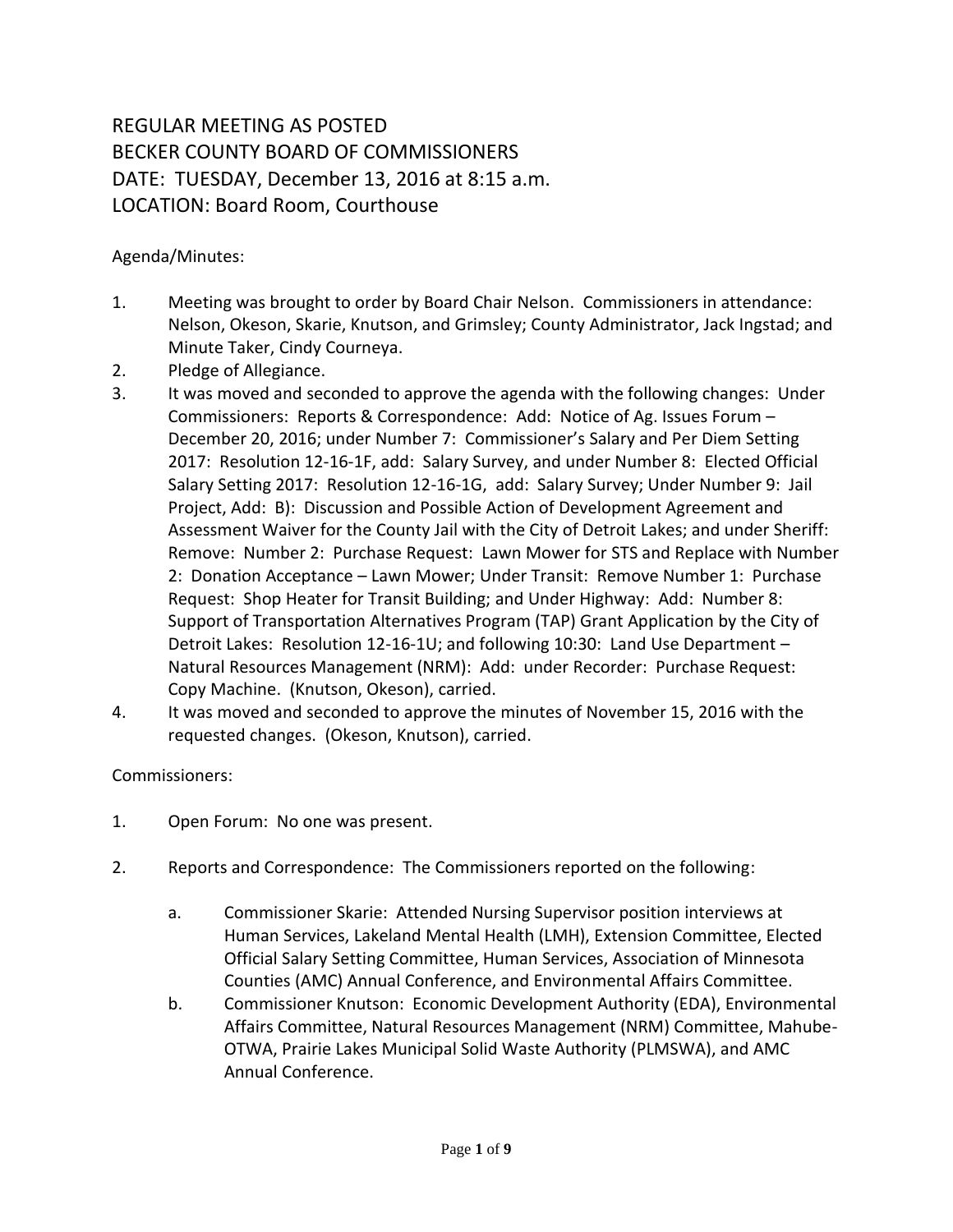# REGULAR MEETING AS POSTED
# BECKER COUNTY BOARD OF COMMISSIONERS
# DATE: TUESDAY, December 13, 2016 at 8:15 a.m.
# LOCATION: Board Room, Courthouse

Agenda/Minutes:

1. Meeting was brought to order by Board Chair Nelson. Commissioners in attendance: Nelson, Okeson, Skarie, Knutson, and Grimsley; County Administrator, Jack Ingstad; and Minute Taker, Cindy Courneya.
2. Pledge of Allegiance.
3. It was moved and seconded to approve the agenda with the following changes: Under Commissioners: Reports & Correspondence: Add: Notice of Ag. Issues Forum – December 20, 2016; under Number 7: Commissioner's Salary and Per Diem Setting 2017: Resolution 12-16-1F, add: Salary Survey, and under Number 8: Elected Official Salary Setting 2017: Resolution 12-16-1G, add: Salary Survey; Under Number 9: Jail Project, Add: B): Discussion and Possible Action of Development Agreement and Assessment Waiver for the County Jail with the City of Detroit Lakes; and under Sheriff: Remove: Number 2: Purchase Request: Lawn Mower for STS and Replace with Number 2: Donation Acceptance – Lawn Mower; Under Transit: Remove Number 1: Purchase Request: Shop Heater for Transit Building; and Under Highway: Add: Number 8: Support of Transportation Alternatives Program (TAP) Grant Application by the City of Detroit Lakes: Resolution 12-16-1U; and following 10:30: Land Use Department – Natural Resources Management (NRM): Add: under Recorder: Purchase Request: Copy Machine. (Knutson, Okeson), carried.
4. It was moved and seconded to approve the minutes of November 15, 2016 with the requested changes. (Okeson, Knutson), carried.

Commissioners:

1. Open Forum: No one was present.

2. Reports and Correspondence: The Commissioners reported on the following:

   a. Commissioner Skarie: Attended Nursing Supervisor position interviews at Human Services, Lakeland Mental Health (LMH), Extension Committee, Elected Official Salary Setting Committee, Human Services, Association of Minnesota Counties (AMC) Annual Conference, and Environmental Affairs Committee.
   b. Commissioner Knutson: Economic Development Authority (EDA), Environmental Affairs Committee, Natural Resources Management (NRM) Committee, Mahube-OTWA, Prairie Lakes Municipal Solid Waste Authority (PLMSWA), and AMC Annual Conference.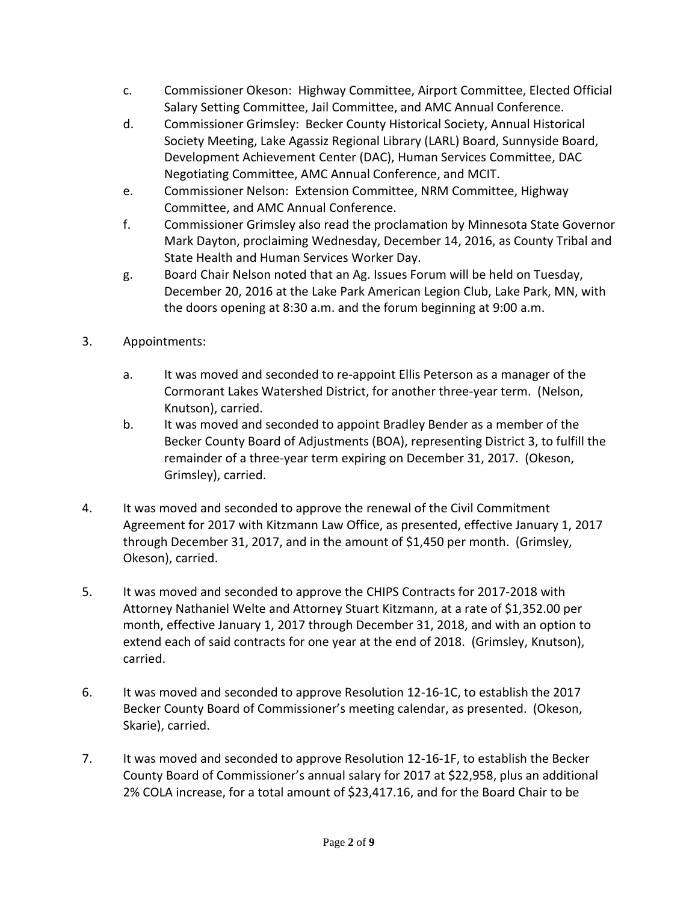c. Commissioner Okeson: Highway Committee, Airport Committee, Elected Official Salary Setting Committee, Jail Committee, and AMC Annual Conference.

d. Commissioner Grimsley: Becker County Historical Society, Annual Historical Society Meeting, Lake Agassiz Regional Library (LARL) Board, Sunnyside Board, Development Achievement Center (DAC), Human Services Committee, DAC Negotiating Committee, AMC Annual Conference, and MCIT.

e. Commissioner Nelson: Extension Committee, NRM Committee, Highway Committee, and AMC Annual Conference.

f. Commissioner Grimsley also read the proclamation by Minnesota State Governor Mark Dayton, proclaiming Wednesday, December 14, 2016, as County Tribal and State Health and Human Services Worker Day.

g. Board Chair Nelson noted that an Ag. Issues Forum will be held on Tuesday, December 20, 2016 at the Lake Park American Legion Club, Lake Park, MN, with the doors opening at 8:30 a.m. and the forum beginning at 9:00 a.m.

3. Appointments:

   a. It was moved and seconded to re-appoint Ellis Peterson as a manager of the Cormorant Lakes Watershed District, for another three-year term. (Nelson, Knutson), carried.

   b. It was moved and seconded to appoint Bradley Bender as a member of the Becker County Board of Adjustments (BOA), representing District 3, to fulfill the remainder of a three-year term expiring on December 31, 2017. (Okeson, Grimsley), carried.

4. It was moved and seconded to approve the renewal of the Civil Commitment Agreement for 2017 with Kitzmann Law Office, as presented, effective January 1, 2017 through December 31, 2017, and in the amount of $1,450 per month. (Grimsley, Okeson), carried.

5. It was moved and seconded to approve the CHIPS Contracts for 2017-2018 with Attorney Nathaniel Welte and Attorney Stuart Kitzmann, at a rate of $1,352.00 per month, effective January 1, 2017 through December 31, 2018, and with an option to extend each of said contracts for one year at the end of 2018. (Grimsley, Knutson), carried.

6. It was moved and seconded to approve Resolution 12-16-1C, to establish the 2017 Becker County Board of Commissioner's meeting calendar, as presented. (Okeson, Skarie), carried.

7. It was moved and seconded to approve Resolution 12-16-1F, to establish the Becker County Board of Commissioner's annual salary for 2017 at $22,958, plus an additional 2% COLA increase, for a total amount of $23,417.16, and for the Board Chair to be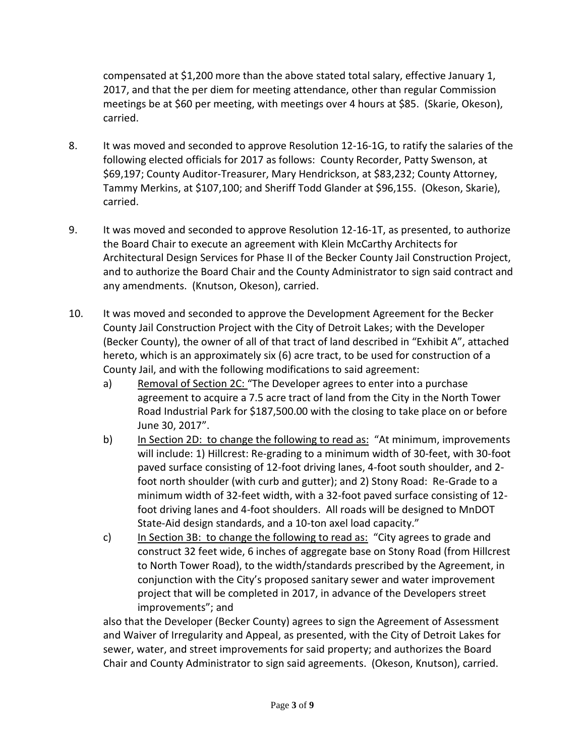compensated at $1,200 more than the above stated total salary, effective January 1, 2017, and that the per diem for meeting attendance, other than regular Commission meetings be at $60 per meeting, with meetings over 4 hours at $85. (Skarie, Okeson), carried.

8. It was moved and seconded to approve Resolution 12-16-1G, to ratify the salaries of the following elected officials for 2017 as follows: County Recorder, Patty Swenson, at $69,197; County Auditor-Treasurer, Mary Hendrickson, at $83,232; County Attorney, Tammy Merkins, at $107,100; and Sheriff Todd Glander at $96,155. (Okeson, Skarie), carried.

9. It was moved and seconded to approve Resolution 12-16-1T, as presented, to authorize the Board Chair to execute an agreement with Klein McCarthy Architects for Architectural Design Services for Phase II of the Becker County Jail Construction Project, and to authorize the Board Chair and the County Administrator to sign said contract and any amendments. (Knutson, Okeson), carried.

10. It was moved and seconded to approve the Development Agreement for the Becker County Jail Construction Project with the City of Detroit Lakes; with the Developer (Becker County), the owner of all of that tract of land described in "Exhibit A", attached hereto, which is an approximately six (6) acre tract, to be used for construction of a County Jail, and with the following modifications to said agreement:
    a) <u>Removal of Section 2C:</u> "The Developer agrees to enter into a purchase agreement to acquire a 7.5 acre tract of land from the City in the North Tower Road Industrial Park for $187,500.00 with the closing to take place on or before June 30, 2017".
    b) <u>In Section 2D: to change the following to read as:</u> "At minimum, improvements will include: 1) Hillcrest: Re-grading to a minimum width of 30-feet, with 30-foot paved surface consisting of 12-foot driving lanes, 4-foot south shoulder, and 2-foot north shoulder (with curb and gutter); and 2) Stony Road: Re-Grade to a minimum width of 32-feet width, with a 32-foot paved surface consisting of 12-foot driving lanes and 4-foot shoulders. All roads will be designed to MnDOT State-Aid design standards, and a 10-ton axel load capacity."
    c) <u>In Section 3B: to change the following to read as:</u> "City agrees to grade and construct 32 feet wide, 6 inches of aggregate base on Stony Road (from Hillcrest to North Tower Road), to the width/standards prescribed by the Agreement, in conjunction with the City's proposed sanitary sewer and water improvement project that will be completed in 2017, in advance of the Developers street improvements"; and

    also that the Developer (Becker County) agrees to sign the Agreement of Assessment and Waiver of Irregularity and Appeal, as presented, with the City of Detroit Lakes for sewer, water, and street improvements for said property; and authorizes the Board Chair and County Administrator to sign said agreements. (Okeson, Knutson), carried.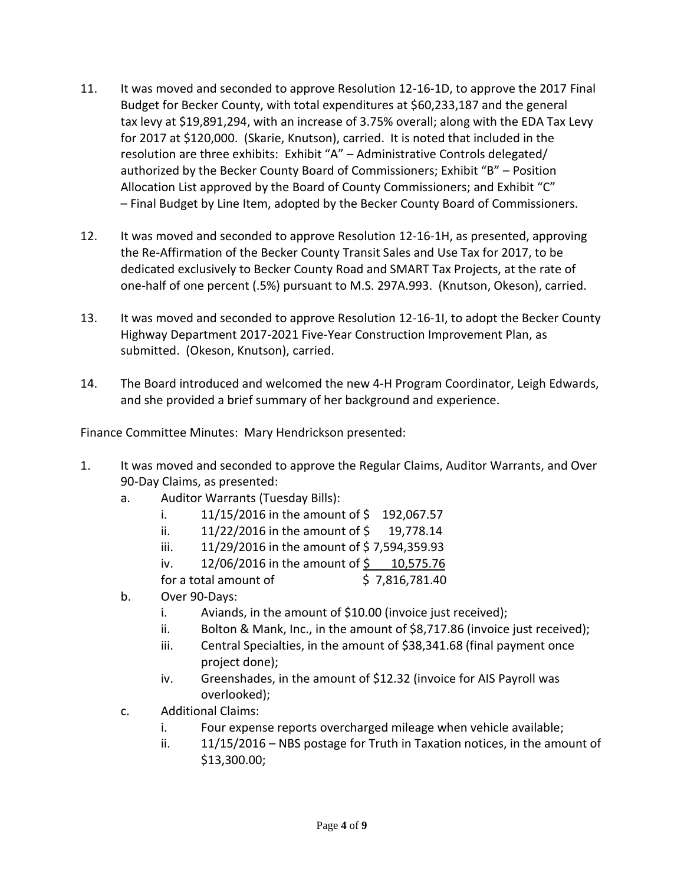11. It was moved and seconded to approve Resolution 12-16-1D, to approve the 2017 Final Budget for Becker County, with total expenditures at $60,233,187 and the general tax levy at $19,891,294, with an increase of 3.75% overall; along with the EDA Tax Levy for 2017 at $120,000. (Skarie, Knutson), carried. It is noted that included in the resolution are three exhibits: Exhibit "A" – Administrative Controls delegated/ authorized by the Becker County Board of Commissioners; Exhibit "B" – Position Allocation List approved by the Board of County Commissioners; and Exhibit "C" – Final Budget by Line Item, adopted by the Becker County Board of Commissioners.

12. It was moved and seconded to approve Resolution 12-16-1H, as presented, approving the Re-Affirmation of the Becker County Transit Sales and Use Tax for 2017, to be dedicated exclusively to Becker County Road and SMART Tax Projects, at the rate of one-half of one percent (.5%) pursuant to M.S. 297A.993. (Knutson, Okeson), carried.

13. It was moved and seconded to approve Resolution 12-16-1I, to adopt the Becker County Highway Department 2017-2021 Five-Year Construction Improvement Plan, as submitted. (Okeson, Knutson), carried.

14. The Board introduced and welcomed the new 4-H Program Coordinator, Leigh Edwards, and she provided a brief summary of her background and experience.

Finance Committee Minutes: Mary Hendrickson presented:

1. It was moved and seconded to approve the Regular Claims, Auditor Warrants, and Over 90-Day Claims, as presented:
   a. Auditor Warrants (Tuesday Bills):
      i. 11/15/2016 in the amount of $ 192,067.57
      ii. 11/22/2016 in the amount of $ 19,778.14
      iii. 11/29/2016 in the amount of $ 7,594,359.93
      iv. 12/06/2016 in the amount of $ 10,575.76
      
      for a total amount of $ 7,816,781.40
   b. Over 90-Days:
      i. Aviands, in the amount of $10.00 (invoice just received);
      ii. Bolton & Mank, Inc., in the amount of $8,717.86 (invoice just received);
      iii. Central Specialties, in the amount of $38,341.68 (final payment once project done);
      iv. Greenshades, in the amount of $12.32 (invoice for AIS Payroll was overlooked);
   c. Additional Claims:
      i. Four expense reports overcharged mileage when vehicle available;
      ii. 11/15/2016 – NBS postage for Truth in Taxation notices, in the amount of $13,300.00;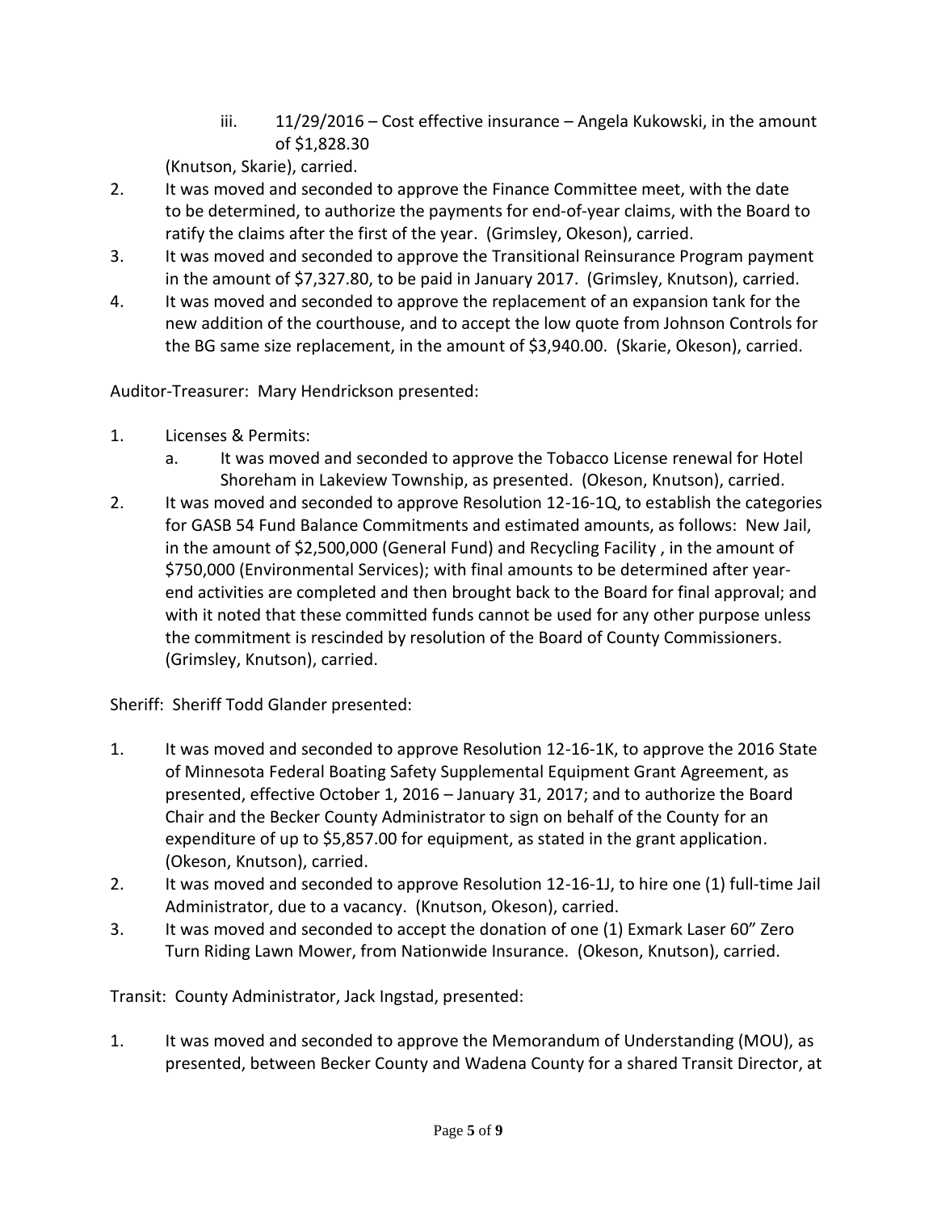iii. 11/29/2016 – Cost effective insurance – Angela Kukowski, in the amount of $1,828.30

(Knutson, Skarie), carried.

2. It was moved and seconded to approve the Finance Committee meet, with the date to be determined, to authorize the payments for end-of-year claims, with the Board to ratify the claims after the first of the year. (Grimsley, Okeson), carried.
3. It was moved and seconded to approve the Transitional Reinsurance Program payment in the amount of $7,327.80, to be paid in January 2017. (Grimsley, Knutson), carried.
4. It was moved and seconded to approve the replacement of an expansion tank for the new addition of the courthouse, and to accept the low quote from Johnson Controls for the BG same size replacement, in the amount of $3,940.00. (Skarie, Okeson), carried.

Auditor-Treasurer: Mary Hendrickson presented:

1. Licenses & Permits:
   a. It was moved and seconded to approve the Tobacco License renewal for Hotel Shoreham in Lakeview Township, as presented. (Okeson, Knutson), carried.
2. It was moved and seconded to approve Resolution 12-16-1Q, to establish the categories for GASB 54 Fund Balance Commitments and estimated amounts, as follows: New Jail, in the amount of $2,500,000 (General Fund) and Recycling Facility , in the amount of $750,000 (Environmental Services); with final amounts to be determined after year-end activities are completed and then brought back to the Board for final approval; and with it noted that these committed funds cannot be used for any other purpose unless the commitment is rescinded by resolution of the Board of County Commissioners. (Grimsley, Knutson), carried.

Sheriff: Sheriff Todd Glander presented:

1. It was moved and seconded to approve Resolution 12-16-1K, to approve the 2016 State of Minnesota Federal Boating Safety Supplemental Equipment Grant Agreement, as presented, effective October 1, 2016 – January 31, 2017; and to authorize the Board Chair and the Becker County Administrator to sign on behalf of the County for an expenditure of up to $5,857.00 for equipment, as stated in the grant application. (Okeson, Knutson), carried.
2. It was moved and seconded to approve Resolution 12-16-1J, to hire one (1) full-time Jail Administrator, due to a vacancy. (Knutson, Okeson), carried.
3. It was moved and seconded to accept the donation of one (1) Exmark Laser 60" Zero Turn Riding Lawn Mower, from Nationwide Insurance. (Okeson, Knutson), carried.

Transit: County Administrator, Jack Ingstad, presented:

1. It was moved and seconded to approve the Memorandum of Understanding (MOU), as presented, between Becker County and Wadena County for a shared Transit Director, at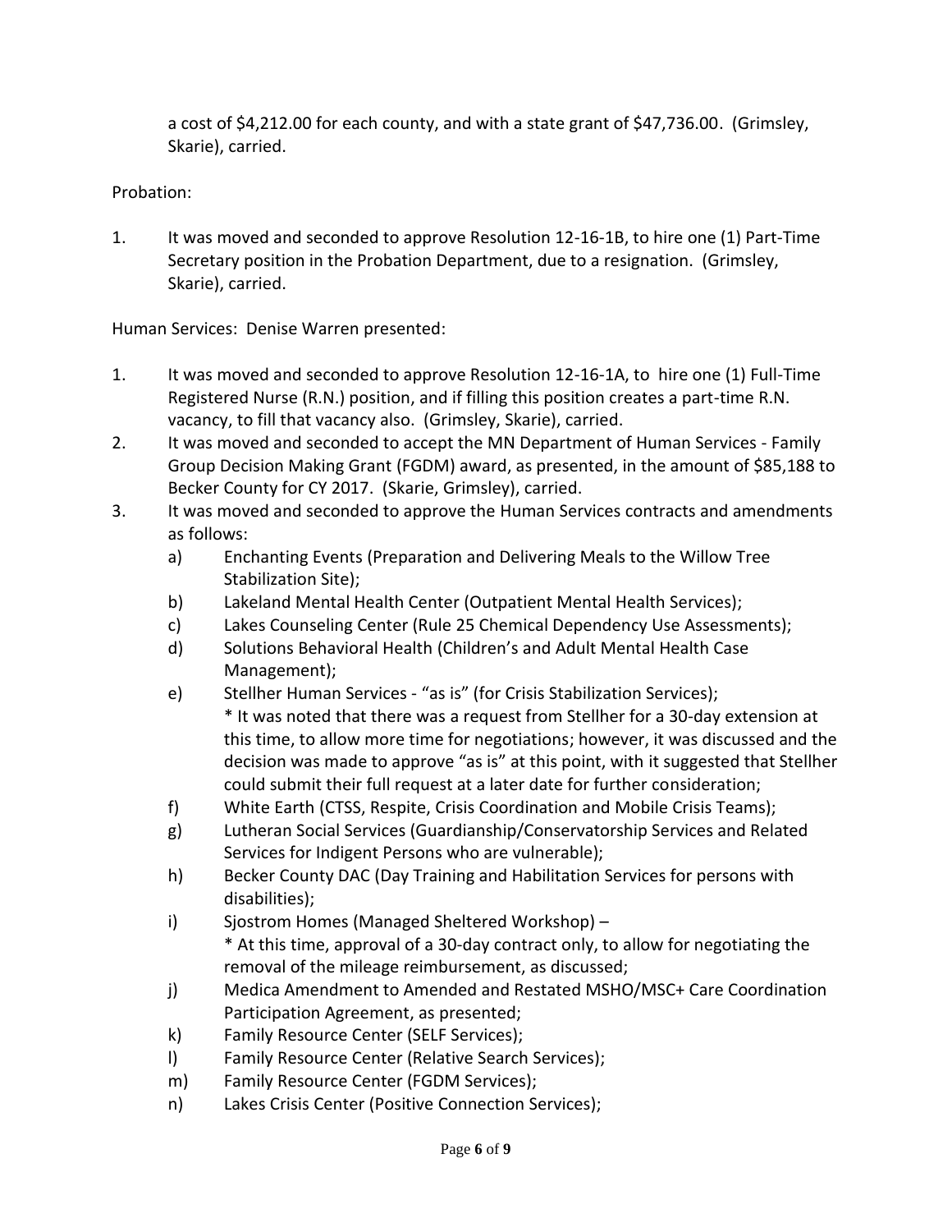a cost of $4,212.00 for each county, and with a state grant of $47,736.00. (Grimsley, Skarie), carried.

Probation:

1. It was moved and seconded to approve Resolution 12-16-1B, to hire one (1) Part-Time Secretary position in the Probation Department, due to a resignation. (Grimsley, Skarie), carried.

Human Services: Denise Warren presented:

1. It was moved and seconded to approve Resolution 12-16-1A, to hire one (1) Full-Time Registered Nurse (R.N.) position, and if filling this position creates a part-time R.N. vacancy, to fill that vacancy also. (Grimsley, Skarie), carried.
2. It was moved and seconded to accept the MN Department of Human Services - Family Group Decision Making Grant (FGDM) award, as presented, in the amount of $85,188 to Becker County for CY 2017. (Skarie, Grimsley), carried.
3. It was moved and seconded to approve the Human Services contracts and amendments as follows:
   - a) Enchanting Events (Preparation and Delivering Meals to the Willow Tree Stabilization Site);
   - b) Lakeland Mental Health Center (Outpatient Mental Health Services);
   - c) Lakes Counseling Center (Rule 25 Chemical Dependency Use Assessments);
   - d) Solutions Behavioral Health (Children's and Adult Mental Health Case Management);
   - e) Stellher Human Services - "as is" (for Crisis Stabilization Services);
     * It was noted that there was a request from Stellher for a 30-day extension at this time, to allow more time for negotiations; however, it was discussed and the decision was made to approve "as is" at this point, with it suggested that Stellher could submit their full request at a later date for further consideration;
   - f) White Earth (CTSS, Respite, Crisis Coordination and Mobile Crisis Teams);
   - g) Lutheran Social Services (Guardianship/Conservatorship Services and Related Services for Indigent Persons who are vulnerable);
   - h) Becker County DAC (Day Training and Habilitation Services for persons with disabilities);
   - i) Sjostrom Homes (Managed Sheltered Workshop) –
     * At this time, approval of a 30-day contract only, to allow for negotiating the removal of the mileage reimbursement, as discussed;
   - j) Medica Amendment to Amended and Restated MSHO/MSC+ Care Coordination Participation Agreement, as presented;
   - k) Family Resource Center (SELF Services);
   - l) Family Resource Center (Relative Search Services);
   - m) Family Resource Center (FGDM Services);
   - n) Lakes Crisis Center (Positive Connection Services);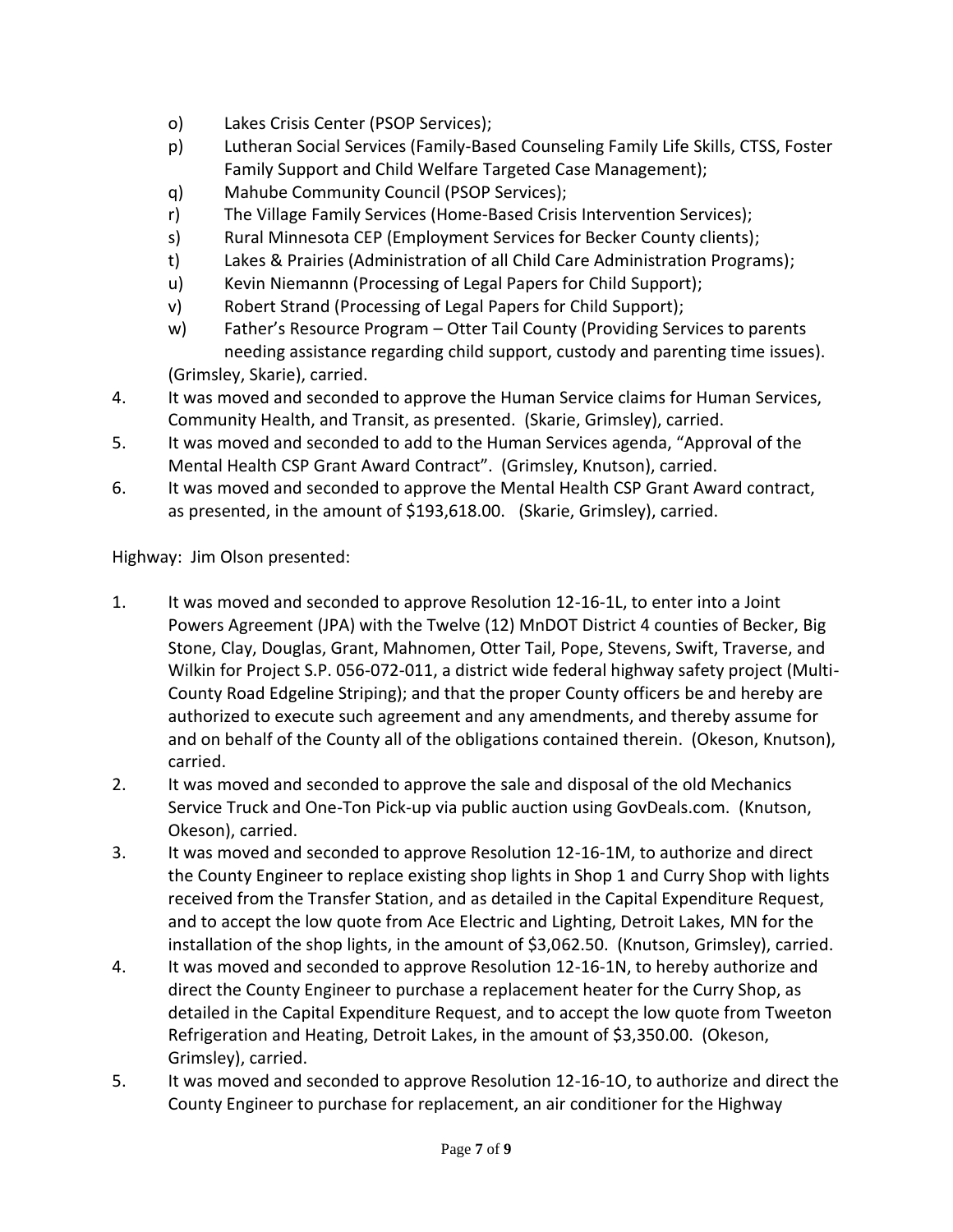o) Lakes Crisis Center (PSOP Services);
p) Lutheran Social Services (Family-Based Counseling Family Life Skills, CTSS, Foster Family Support and Child Welfare Targeted Case Management);
q) Mahube Community Council (PSOP Services);
r) The Village Family Services (Home-Based Crisis Intervention Services);
s) Rural Minnesota CEP (Employment Services for Becker County clients);
t) Lakes & Prairies (Administration of all Child Care Administration Programs);
u) Kevin Niemannn (Processing of Legal Papers for Child Support);
v) Robert Strand (Processing of Legal Papers for Child Support);
w) Father's Resource Program – Otter Tail County (Providing Services to parents needing assistance regarding child support, custody and parenting time issues).

(Grimsley, Skarie), carried.

4. It was moved and seconded to approve the Human Service claims for Human Services, Community Health, and Transit, as presented. (Skarie, Grimsley), carried.
5. It was moved and seconded to add to the Human Services agenda, "Approval of the Mental Health CSP Grant Award Contract". (Grimsley, Knutson), carried.
6. It was moved and seconded to approve the Mental Health CSP Grant Award contract, as presented, in the amount of $193,618.00. (Skarie, Grimsley), carried.

Highway: Jim Olson presented:

1. It was moved and seconded to approve Resolution 12-16-1L, to enter into a Joint Powers Agreement (JPA) with the Twelve (12) MnDOT District 4 counties of Becker, Big Stone, Clay, Douglas, Grant, Mahnomen, Otter Tail, Pope, Stevens, Swift, Traverse, and Wilkin for Project S.P. 056-072-011, a district wide federal highway safety project (Multi-County Road Edgeline Striping); and that the proper County officers be and hereby are authorized to execute such agreement and any amendments, and thereby assume for and on behalf of the County all of the obligations contained therein. (Okeson, Knutson), carried.
2. It was moved and seconded to approve the sale and disposal of the old Mechanics Service Truck and One-Ton Pick-up via public auction using GovDeals.com. (Knutson, Okeson), carried.
3. It was moved and seconded to approve Resolution 12-16-1M, to authorize and direct the County Engineer to replace existing shop lights in Shop 1 and Curry Shop with lights received from the Transfer Station, and as detailed in the Capital Expenditure Request, and to accept the low quote from Ace Electric and Lighting, Detroit Lakes, MN for the installation of the shop lights, in the amount of $3,062.50. (Knutson, Grimsley), carried.
4. It was moved and seconded to approve Resolution 12-16-1N, to hereby authorize and direct the County Engineer to purchase a replacement heater for the Curry Shop, as detailed in the Capital Expenditure Request, and to accept the low quote from Tweeton Refrigeration and Heating, Detroit Lakes, in the amount of $3,350.00. (Okeson, Grimsley), carried.
5. It was moved and seconded to approve Resolution 12-16-1O, to authorize and direct the County Engineer to purchase for replacement, an air conditioner for the Highway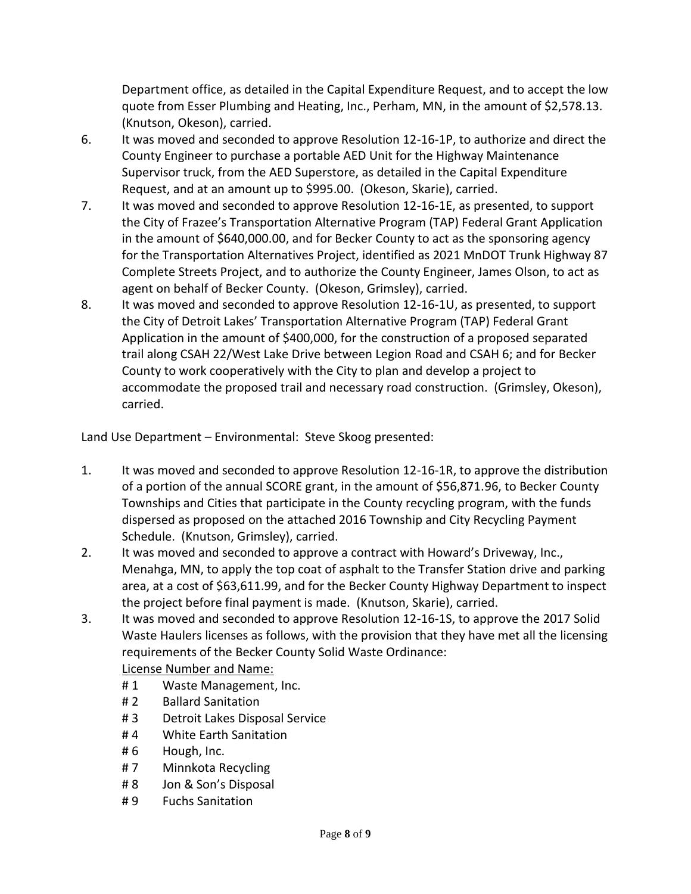Department office, as detailed in the Capital Expenditure Request, and to accept the low quote from Esser Plumbing and Heating, Inc., Perham, MN, in the amount of $2,578.13. (Knutson, Okeson), carried.

6. It was moved and seconded to approve Resolution 12-16-1P, to authorize and direct the County Engineer to purchase a portable AED Unit for the Highway Maintenance Supervisor truck, from the AED Superstore, as detailed in the Capital Expenditure Request, and at an amount up to $995.00. (Okeson, Skarie), carried.
7. It was moved and seconded to approve Resolution 12-16-1E, as presented, to support the City of Frazee's Transportation Alternative Program (TAP) Federal Grant Application in the amount of $640,000.00, and for Becker County to act as the sponsoring agency for the Transportation Alternatives Project, identified as 2021 MnDOT Trunk Highway 87 Complete Streets Project, and to authorize the County Engineer, James Olson, to act as agent on behalf of Becker County. (Okeson, Grimsley), carried.
8. It was moved and seconded to approve Resolution 12-16-1U, as presented, to support the City of Detroit Lakes' Transportation Alternative Program (TAP) Federal Grant Application in the amount of $400,000, for the construction of a proposed separated trail along CSAH 22/West Lake Drive between Legion Road and CSAH 6; and for Becker County to work cooperatively with the City to plan and develop a project to accommodate the proposed trail and necessary road construction. (Grimsley, Okeson), carried.

Land Use Department – Environmental: Steve Skoog presented:

1. It was moved and seconded to approve Resolution 12-16-1R, to approve the distribution of a portion of the annual SCORE grant, in the amount of $56,871.96, to Becker County Townships and Cities that participate in the County recycling program, with the funds dispersed as proposed on the attached 2016 Township and City Recycling Payment Schedule. (Knutson, Grimsley), carried.
2. It was moved and seconded to approve a contract with Howard's Driveway, Inc., Menahga, MN, to apply the top coat of asphalt to the Transfer Station drive and parking area, at a cost of $63,611.99, and for the Becker County Highway Department to inspect the project before final payment is made. (Knutson, Skarie), carried.
3. It was moved and seconded to approve Resolution 12-16-1S, to approve the 2017 Solid Waste Haulers licenses as follows, with the provision that they have met all the licensing requirements of the Becker County Solid Waste Ordinance:

   License Number and Name:

   # 1 Waste Management, Inc.
   # 2 Ballard Sanitation
   # 3 Detroit Lakes Disposal Service
   # 4 White Earth Sanitation
   # 6 Hough, Inc.
   # 7 Minnkota Recycling
   # 8 Jon & Son's Disposal
   # 9 Fuchs Sanitation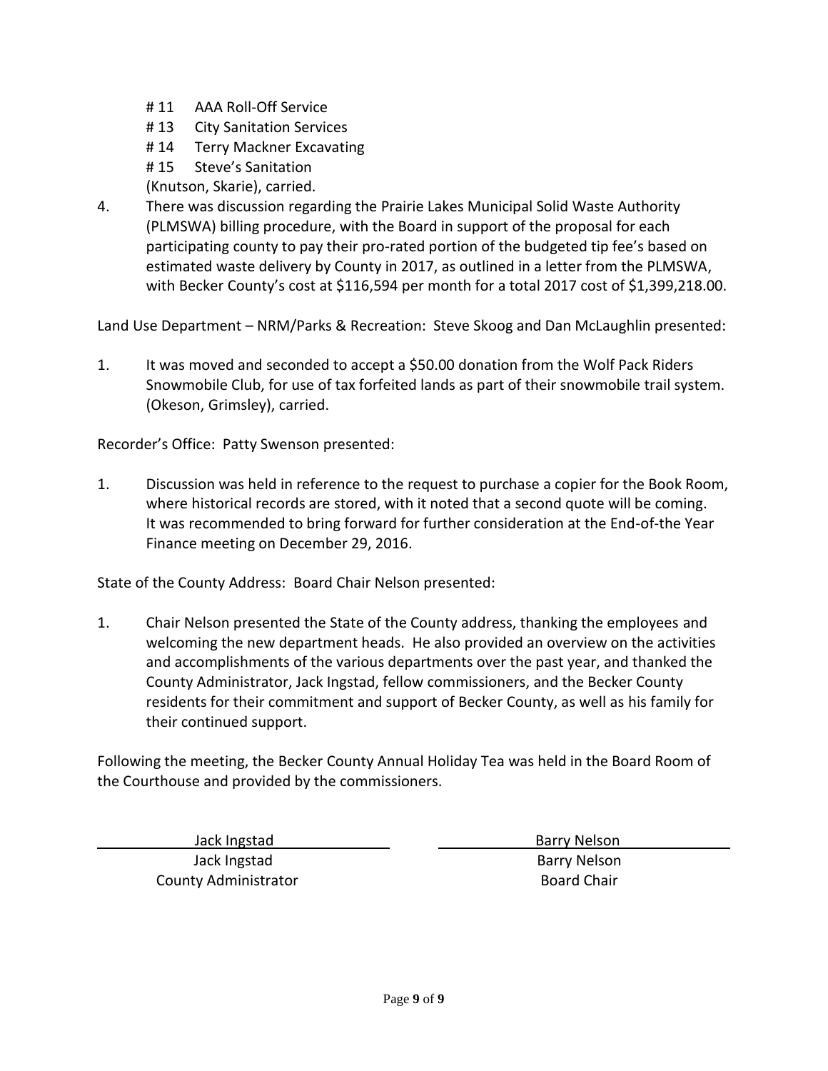- # 11 AAA Roll-Off Service
- # 13 City Sanitation Services
- # 14 Terry Mackner Excavating
- # 15 Steve's Sanitation

(Knutson, Skarie), carried.

4. There was discussion regarding the Prairie Lakes Municipal Solid Waste Authority (PLMSWA) billing procedure, with the Board in support of the proposal for each participating county to pay their pro-rated portion of the budgeted tip fee's based on estimated waste delivery by County in 2017, as outlined in a letter from the PLMSWA, with Becker County's cost at $116,594 per month for a total 2017 cost of $1,399,218.00.

Land Use Department – NRM/Parks & Recreation: Steve Skoog and Dan McLaughlin presented:

1. It was moved and seconded to accept a $50.00 donation from the Wolf Pack Riders Snowmobile Club, for use of tax forfeited lands as part of their snowmobile trail system. (Okeson, Grimsley), carried.

Recorder's Office: Patty Swenson presented:

1. Discussion was held in reference to the request to purchase a copier for the Book Room, where historical records are stored, with it noted that a second quote will be coming. It was recommended to bring forward for further consideration at the End-of-the Year Finance meeting on December 29, 2016.

State of the County Address: Board Chair Nelson presented:

1. Chair Nelson presented the State of the County address, thanking the employees and welcoming the new department heads. He also provided an overview on the activities and accomplishments of the various departments over the past year, and thanked the County Administrator, Jack Ingstad, fellow commissioners, and the Becker County residents for their commitment and support of Becker County, as well as his family for their continued support.

Following the meeting, the Becker County Annual Holiday Tea was held in the Board Room of the Courthouse and provided by the commissioners.

| | |
|---|---|
| Jack Ingstad | Barry Nelson |
| Jack Ingstad | Barry Nelson |
| County Administrator | Board Chair |